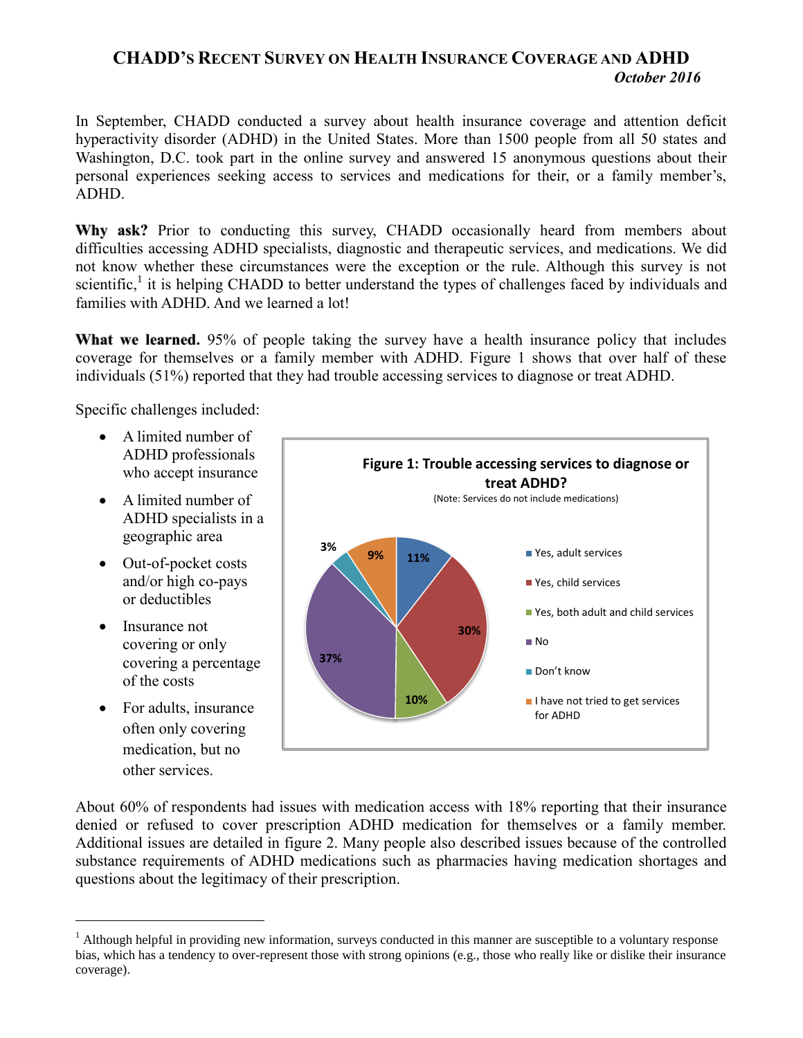# CHADD's Recent Survey on Health Insurance Coverage and ADHD

***October 2016***

In September, CHADD conducted a survey about health insurance coverage and attention deficit hyperactivity disorder (ADHD) in the United States. More than 1500 people from all 50 states and Washington, D.C. took part in the online survey and answered 15 anonymous questions about their personal experiences seeking access to services and medications for their, or a family member's, ADHD.

**Why ask?** Prior to conducting this survey, CHADD occasionally heard from members about difficulties accessing ADHD specialists, diagnostic and therapeutic services, and medications. We did not know whether these circumstances were the exception or the rule. Although this survey is not scientific,[1] it is helping CHADD to better understand the types of challenges faced by individuals and families with ADHD. And we learned a lot!

**What we learned.** 95% of people taking the survey have a health insurance policy that includes coverage for themselves or a family member with ADHD. Figure 1 shows that over half of these individuals (51%) reported that they had trouble accessing services to diagnose or treat ADHD.

Specific challenges included:

- A limited number of ADHD professionals who accept insurance
- A limited number of ADHD specialists in a geographic area
- Out-of-pocket costs and/or high co-pays or deductibles
- Insurance not covering or only covering a percentage of the costs
- For adults, insurance often only covering medication, but no other services.

**Figure 1: Trouble accessing services to diagnose or treat ADHD?**
(Note: Services do not include medications)

| Response | Percentage |
|---|---|
| Yes, adult services | 11% |
| Yes, child services | 30% |
| Yes, both adult and child services | 10% |
| No | 37% |
| Don't know | 3% |
| I have not tried to get services for ADHD | 9% |

About 60% of respondents had issues with medication access with 18% reporting that their insurance denied or refused to cover prescription ADHD medication for themselves or a family member. Additional issues are detailed in figure 2. Many people also described issues because of the controlled substance requirements of ADHD medications such as pharmacies having medication shortages and questions about the legitimacy of their prescription.

[1] Although helpful in providing new information, surveys conducted in this manner are susceptible to a voluntary response bias, which has a tendency to over-represent those with strong opinions (e.g., those who really like or dislike their insurance coverage).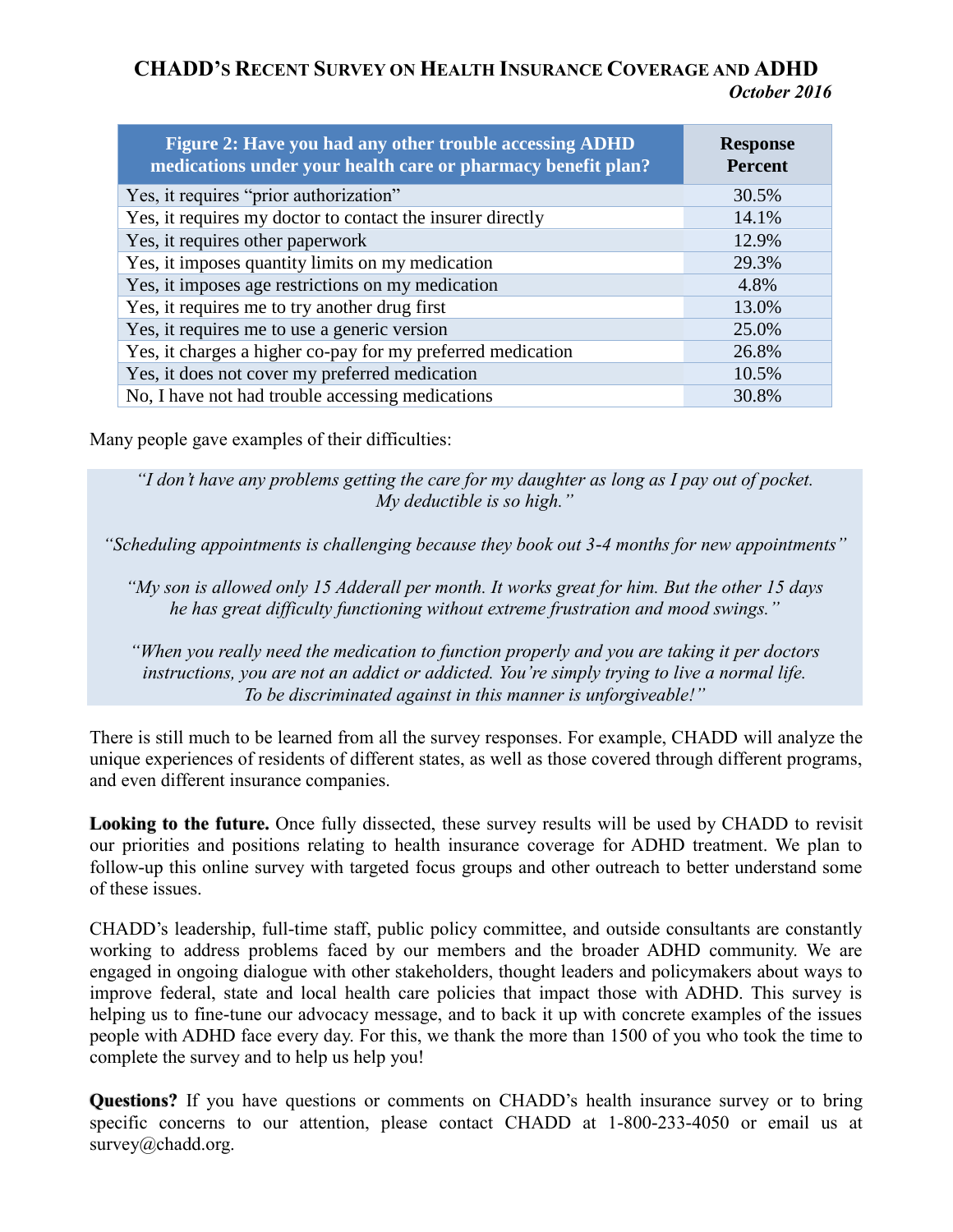**CHADD's Recent Survey on Health Insurance Coverage and ADHD**
*October 2016*

| Figure 2: Have you had any other trouble accessing ADHD medications under your health care or pharmacy benefit plan? | Response Percent |
|---|---|
| Yes, it requires "prior authorization" | 30.5% |
| Yes, it requires my doctor to contact the insurer directly | 14.1% |
| Yes, it requires other paperwork | 12.9% |
| Yes, it imposes quantity limits on my medication | 29.3% |
| Yes, it imposes age restrictions on my medication | 4.8% |
| Yes, it requires me to try another drug first | 13.0% |
| Yes, it requires me to use a generic version | 25.0% |
| Yes, it charges a higher co-pay for my preferred medication | 26.8% |
| Yes, it does not cover my preferred medication | 10.5% |
| No, I have not had trouble accessing medications | 30.8% |

Many people gave examples of their difficulties:

> *"I don't have any problems getting the care for my daughter as long as I pay out of pocket. My deductible is so high."*
>
> *"Scheduling appointments is challenging because they book out 3-4 months for new appointments"*
>
> *"My son is allowed only 15 Adderall per month. It works great for him. But the other 15 days he has great difficulty functioning without extreme frustration and mood swings."*
>
> *"When you really need the medication to function properly and you are taking it per doctors instructions, you are not an addict or addicted. You're simply trying to live a normal life. To be discriminated against in this manner is unforgiveable!"*

There is still much to be learned from all the survey responses. For example, CHADD will analyze the unique experiences of residents of different states, as well as those covered through different programs, and even different insurance companies.

**Looking to the future.** Once fully dissected, these survey results will be used by CHADD to revisit our priorities and positions relating to health insurance coverage for ADHD treatment. We plan to follow-up this online survey with targeted focus groups and other outreach to better understand some of these issues.

CHADD's leadership, full-time staff, public policy committee, and outside consultants are constantly working to address problems faced by our members and the broader ADHD community. We are engaged in ongoing dialogue with other stakeholders, thought leaders and policymakers about ways to improve federal, state and local health care policies that impact those with ADHD. This survey is helping us to fine-tune our advocacy message, and to back it up with concrete examples of the issues people with ADHD face every day. For this, we thank the more than 1500 of you who took the time to complete the survey and to help us help you!

**Questions?** If you have questions or comments on CHADD's health insurance survey or to bring specific concerns to our attention, please contact CHADD at 1-800-233-4050 or email us at survey@chadd.org.